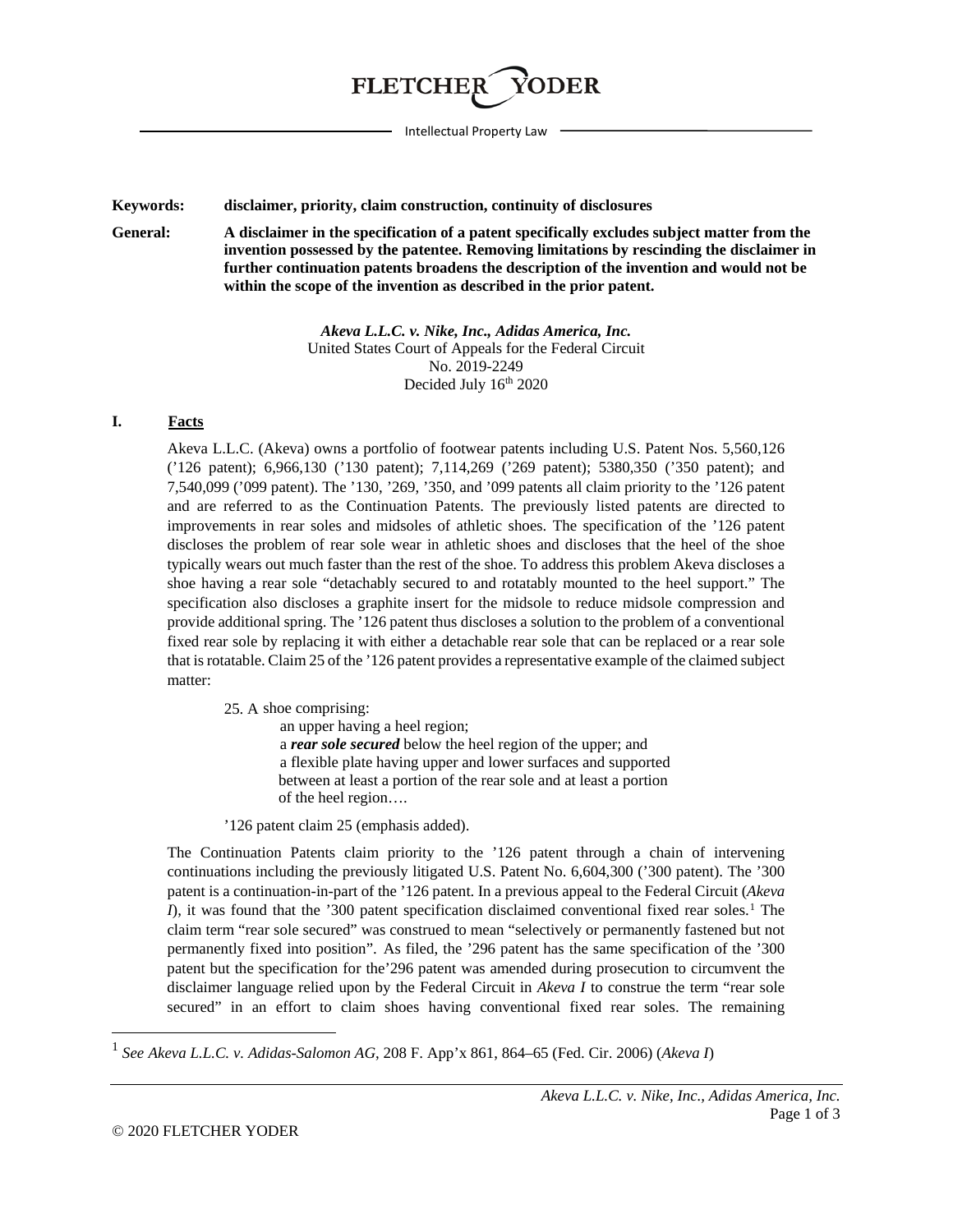FLETCHER YODER

Intellectual Property Law

**Keywords:** **disclaimer, priority, claim construction, continuity of disclosures**

**General:** **A disclaimer in the specification of a patent specifically excludes subject matter from the invention possessed by the patentee. Removing limitations by rescinding the disclaimer in further continuation patents broadens the description of the invention and would not be within the scope of the invention as described in the prior patent.**

***Akeva L.L.C. v. Nike, Inc., Adidas America, Inc.***
United States Court of Appeals for the Federal Circuit
No. 2019-2249
Decided July 16th 2020

## I. Facts

Akeva L.L.C. (Akeva) owns a portfolio of footwear patents including U.S. Patent Nos. 5,560,126 ('126 patent); 6,966,130 ('130 patent); 7,114,269 ('269 patent); 5380,350 ('350 patent); and 7,540,099 ('099 patent). The '130, '269, '350, and '099 patents all claim priority to the '126 patent and are referred to as the Continuation Patents. The previously listed patents are directed to improvements in rear soles and midsoles of athletic shoes. The specification of the '126 patent discloses the problem of rear sole wear in athletic shoes and discloses that the heel of the shoe typically wears out much faster than the rest of the shoe. To address this problem Akeva discloses a shoe having a rear sole "detachably secured to and rotatably mounted to the heel support." The specification also discloses a graphite insert for the midsole to reduce midsole compression and provide additional spring. The '126 patent thus discloses a solution to the problem of a conventional fixed rear sole by replacing it with either a detachable rear sole that can be replaced or a rear sole that is rotatable. Claim 25 of the '126 patent provides a representative example of the claimed subject matter:

> 25. A shoe comprising:
> an upper having a heel region;
> a ***rear sole secured*** below the heel region of the upper; and
> a flexible plate having upper and lower surfaces and supported between at least a portion of the rear sole and at least a portion of the heel region….

'126 patent claim 25 (emphasis added).

The Continuation Patents claim priority to the '126 patent through a chain of intervening continuations including the previously litigated U.S. Patent No. 6,604,300 ('300 patent). The '300 patent is a continuation-in-part of the '126 patent. In a previous appeal to the Federal Circuit (*Akeva I*), it was found that the '300 patent specification disclaimed conventional fixed rear soles.[1] The claim term "rear sole secured" was construed to mean "selectively or permanently fastened but not permanently fixed into position". As filed, the '296 patent has the same specification of the '300 patent but the specification for the'296 patent was amended during prosecution to circumvent the disclaimer language relied upon by the Federal Circuit in *Akeva I* to construe the term "rear sole secured" in an effort to claim shoes having conventional fixed rear soles. The remaining

[1] *See Akeva L.L.C. v. Adidas-Salomon AG*, 208 F. App'x 861, 864–65 (Fed. Cir. 2006) (*Akeva I*)

© 2020 FLETCHER YODER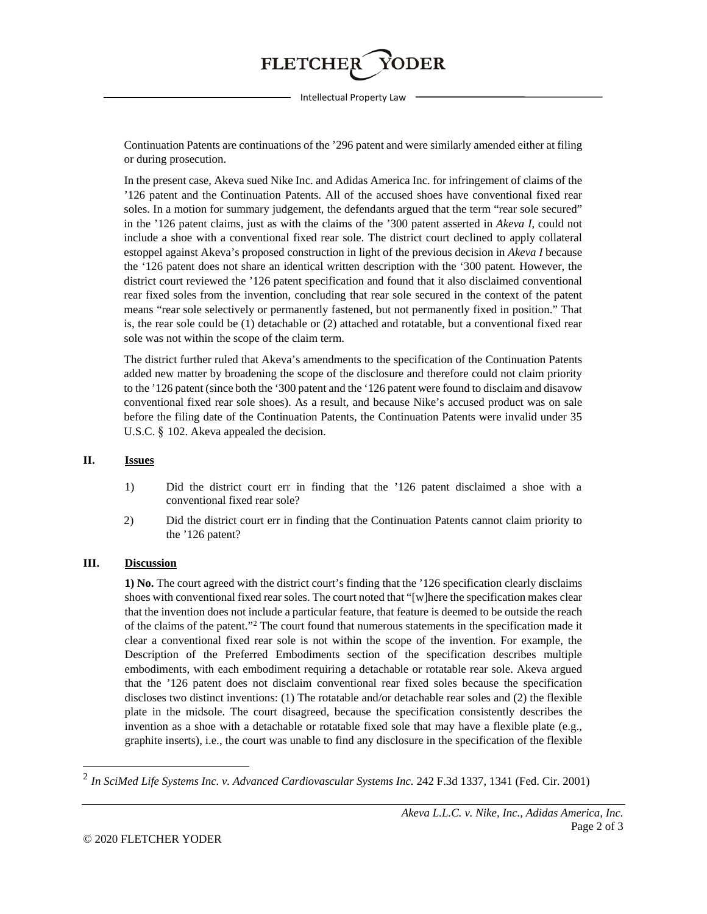Continuation Patents are continuations of the '296 patent and were similarly amended either at filing or during prosecution.

In the present case, Akeva sued Nike Inc. and Adidas America Inc. for infringement of claims of the '126 patent and the Continuation Patents. All of the accused shoes have conventional fixed rear soles. In a motion for summary judgement, the defendants argued that the term "rear sole secured" in the '126 patent claims, just as with the claims of the '300 patent asserted in *Akeva I*, could not include a shoe with a conventional fixed rear sole. The district court declined to apply collateral estoppel against Akeva's proposed construction in light of the previous decision in *Akeva I* because the '126 patent does not share an identical written description with the '300 patent. However, the district court reviewed the '126 patent specification and found that it also disclaimed conventional rear fixed soles from the invention, concluding that rear sole secured in the context of the patent means "rear sole selectively or permanently fastened, but not permanently fixed in position." That is, the rear sole could be (1) detachable or (2) attached and rotatable, but a conventional fixed rear sole was not within the scope of the claim term.

The district further ruled that Akeva's amendments to the specification of the Continuation Patents added new matter by broadening the scope of the disclosure and therefore could not claim priority to the '126 patent (since both the '300 patent and the '126 patent were found to disclaim and disavow conventional fixed rear sole shoes). As a result, and because Nike's accused product was on sale before the filing date of the Continuation Patents, the Continuation Patents were invalid under 35 U.S.C. § 102. Akeva appealed the decision.

## II. Issues

1) Did the district court err in finding that the '126 patent disclaimed a shoe with a conventional fixed rear sole?

2) Did the district court err in finding that the Continuation Patents cannot claim priority to the '126 patent?

## III. Discussion

**1) No.** The court agreed with the district court's finding that the '126 specification clearly disclaims shoes with conventional fixed rear soles. The court noted that "[w]here the specification makes clear that the invention does not include a particular feature, that feature is deemed to be outside the reach of the claims of the patent."[2] The court found that numerous statements in the specification made it clear a conventional fixed rear sole is not within the scope of the invention. For example, the Description of the Preferred Embodiments section of the specification describes multiple embodiments, with each embodiment requiring a detachable or rotatable rear sole. Akeva argued that the '126 patent does not disclaim conventional rear fixed soles because the specification discloses two distinct inventions: (1) The rotatable and/or detachable rear soles and (2) the flexible plate in the midsole. The court disagreed, because the specification consistently describes the invention as a shoe with a detachable or rotatable fixed sole that may have a flexible plate (e.g., graphite inserts), i.e., the court was unable to find any disclosure in the specification of the flexible

---

[2] *In SciMed Life Systems Inc. v. Advanced Cardiovascular Systems Inc.* 242 F.3d 1337, 1341 (Fed. Cir. 2001)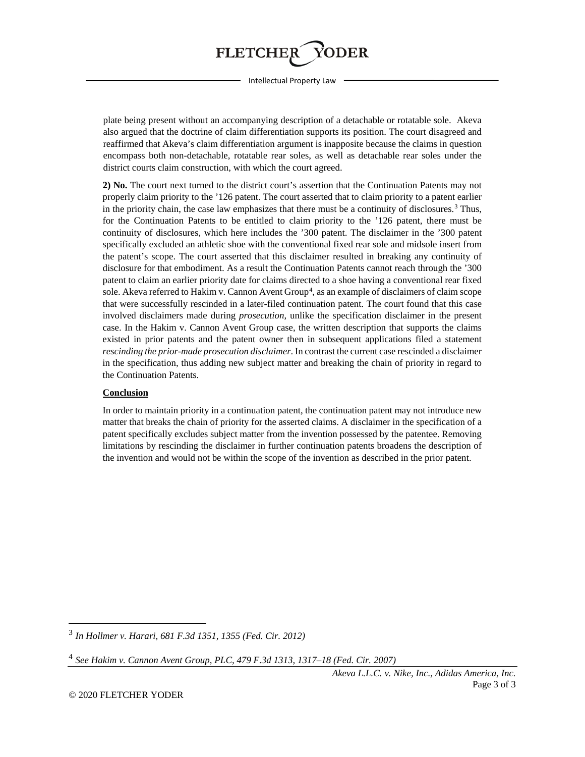plate being present without an accompanying description of a detachable or rotatable sole. Akeva also argued that the doctrine of claim differentiation supports its position. The court disagreed and reaffirmed that Akeva's claim differentiation argument is inapposite because the claims in question encompass both non-detachable, rotatable rear soles, as well as detachable rear soles under the district courts claim construction, with which the court agreed.

**2) No.** The court next turned to the district court's assertion that the Continuation Patents may not properly claim priority to the '126 patent. The court asserted that to claim priority to a patent earlier in the priority chain, the case law emphasizes that there must be a continuity of disclosures.[3] Thus, for the Continuation Patents to be entitled to claim priority to the '126 patent, there must be continuity of disclosures, which here includes the '300 patent. The disclaimer in the '300 patent specifically excluded an athletic shoe with the conventional fixed rear sole and midsole insert from the patent's scope. The court asserted that this disclaimer resulted in breaking any continuity of disclosure for that embodiment. As a result the Continuation Patents cannot reach through the '300 patent to claim an earlier priority date for claims directed to a shoe having a conventional rear fixed sole. Akeva referred to Hakim v. Cannon Avent Group[4], as an example of disclaimers of claim scope that were successfully rescinded in a later-filed continuation patent. The court found that this case involved disclaimers made during *prosecution*, unlike the specification disclaimer in the present case. In the Hakim v. Cannon Avent Group case, the written description that supports the claims existed in prior patents and the patent owner then in subsequent applications filed a statement *rescinding the prior-made prosecution disclaimer*. In contrast the current case rescinded a disclaimer in the specification, thus adding new subject matter and breaking the chain of priority in regard to the Continuation Patents.

**Conclusion**

In order to maintain priority in a continuation patent, the continuation patent may not introduce new matter that breaks the chain of priority for the asserted claims. A disclaimer in the specification of a patent specifically excludes subject matter from the invention possessed by the patentee. Removing limitations by rescinding the disclaimer in further continuation patents broadens the description of the invention and would not be within the scope of the invention as described in the prior patent.

[3] *In Hollmer v. Harari, 681 F.3d 1351, 1355 (Fed. Cir. 2012)*

[4] *See Hakim v. Cannon Avent Group, PLC, 479 F.3d 1313, 1317–18 (Fed. Cir. 2007)*